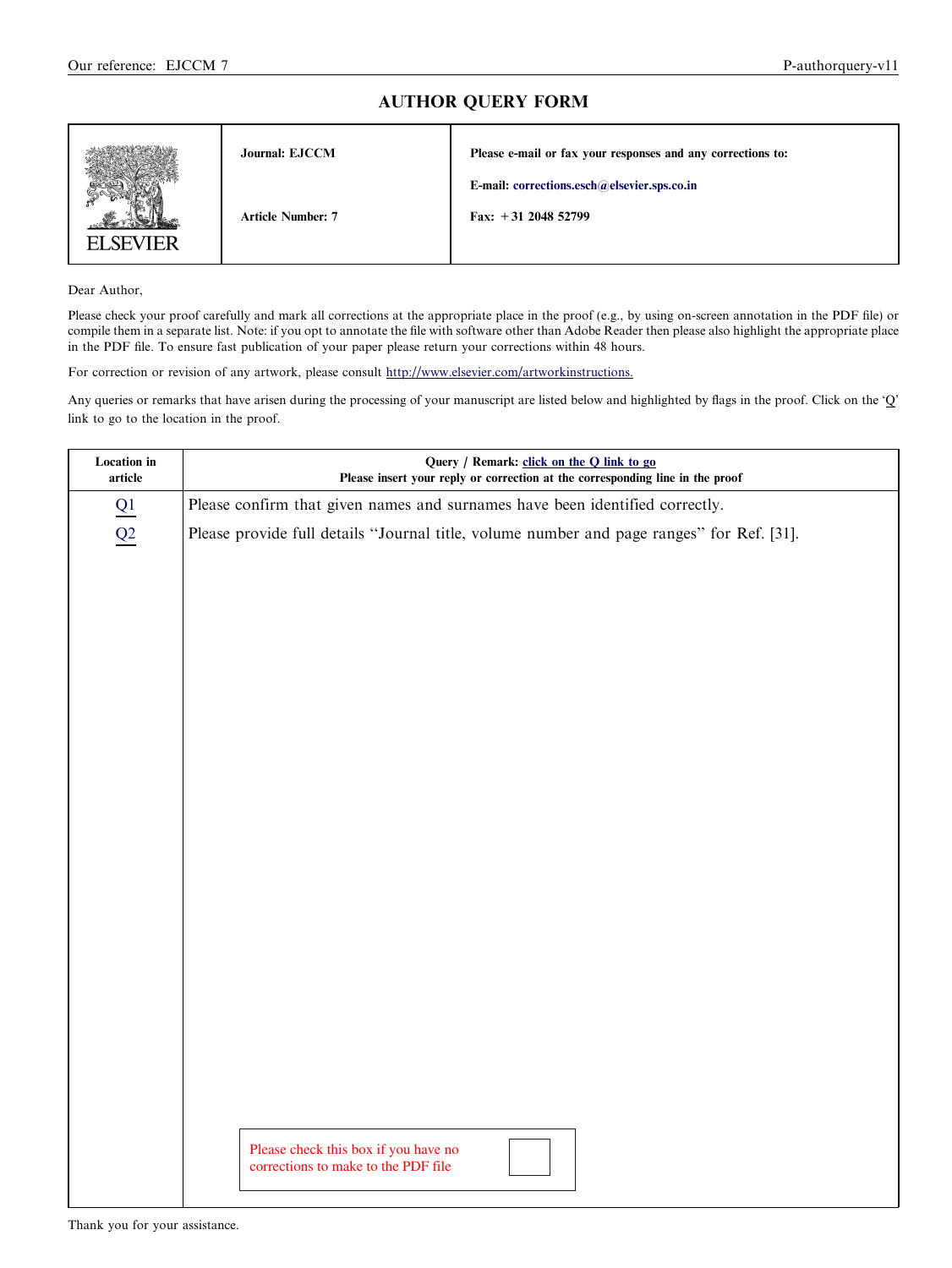# AUTHOR QUERY FORM

| ELSEVIER | Journal: EJCCM | Please e-mail or fax your responses and any corrections to: |
|---|---|---|
| | Article Number: 7 | E-mail: corrections.esch@elsevier.sps.co.in |
| | | Fax: +31 2048 52799 |

Dear Author,

Please check your proof carefully and mark all corrections at the appropriate place in the proof (e.g., by using on-screen annotation in the PDF file) or compile them in a separate list. Note: if you opt to annotate the file with software other than Adobe Reader then please also highlight the appropriate place in the PDF file. To ensure fast publication of your paper please return your corrections within 48 hours.

For correction or revision of any artwork, please consult http://www.elsevier.com/artworkinstructions.

Any queries or remarks that have arisen during the processing of your manuscript are listed below and highlighted by flags in the proof. Click on the 'Q' link to go to the location in the proof.

| Location in article | Query / Remark: click on the Q link to go<br>Please insert your reply or correction at the corresponding line in the proof |
|---|---|
| Q1 | Please confirm that given names and surnames have been identified correctly. |
| Q2 | Please provide full details "Journal title, volume number and page ranges" for Ref. [31]. |

Please check this box if you have no corrections to make to the PDF file ☐

Thank you for your assistance.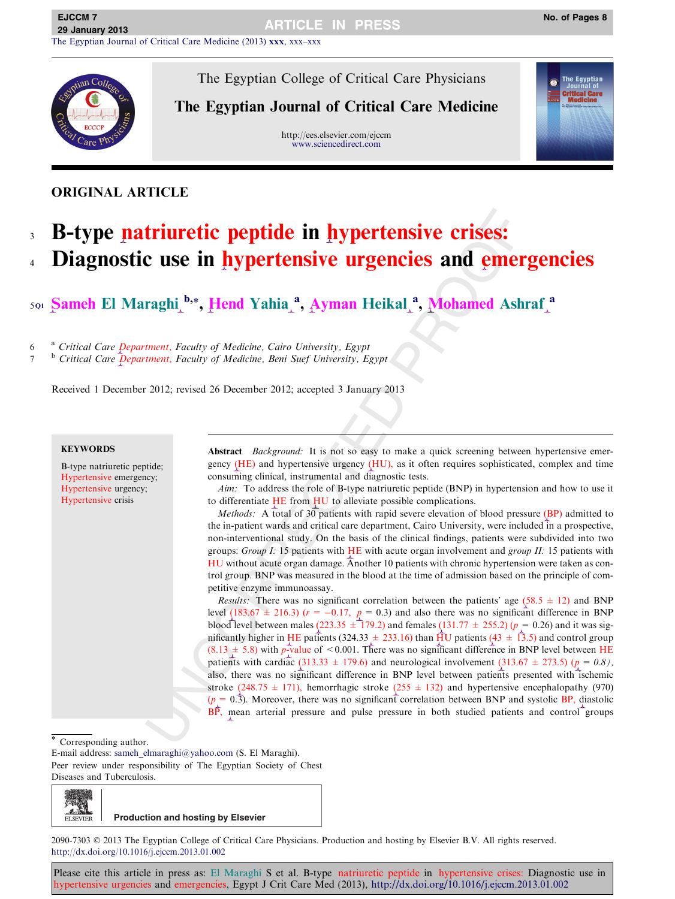ORIGINAL ARTICLE

# B-type natriuretic peptide in hypertensive crises: Diagnostic use in hypertensive urgencies and emergencies

Sameh El Maraghi [b,*], Hend Yahia [a], Ayman Heikal [a], Mohamed Ashraf [a]

[a] Critical Care Department, Faculty of Medicine, Cairo University, Egypt
[b] Critical Care Department, Faculty of Medicine, Beni Suef University, Egypt

Received 1 December 2012; revised 26 December 2012; accepted 3 January 2013

**KEYWORDS**

B-type natriuretic peptide;
Hypertensive emergency;
Hypertensive urgency;
Hypertensive crisis

**Abstract** *Background:* It is not so easy to make a quick screening between hypertensive emergency (HE) and hypertensive urgency (HU), as it often requires sophisticated, complex and time consuming clinical, instrumental and diagnostic tests.

*Aim:* To address the role of B-type natriuretic peptide (BNP) in hypertension and how to use it to differentiate HE from HU to alleviate possible complications.

*Methods:* A total of 30 patients with rapid severe elevation of blood pressure (BP) admitted to the in-patient wards and critical care department, Cairo University, were included in a prospective, non-interventional study. On the basis of the clinical findings, patients were subdivided into two groups: *Group I:* 15 patients with HE with acute organ involvement and *group II:* 15 patients with HU without acute organ damage. Another 10 patients with chronic hypertension were taken as control group. BNP was measured in the blood at the time of admission based on the principle of competitive enzyme immunoassay.

*Results:* There was no significant correlation between the patients' age ($58.5 \pm 12$) and BNP level ($183.67 \pm 216.3$) ($r = -0.17$, $p = 0.3$) and also there was no significant difference in BNP blood level between males ($223.35 \pm 179.2$) and females ($131.77 \pm 255.2$) ($p = 0.26$) and it was significantly higher in HE patients ($324.33 \pm 233.16$) than HU patients ($43 \pm 13.5$) and control group ($8.13 \pm 5.8$) with $p$-value of $< 0.001$. There was no significant difference in BNP level between HE patients with cardiac ($313.33 \pm 179.6$) and neurological involvement ($313.67 \pm 273.5$) ($p = 0.8$), also, there was no significant difference in BNP level between patients presented with ischemic stroke ($248.75 \pm 171$), hemorrhagic stroke ($255 \pm 132$) and hypertensive encephalopathy (970) ($p = 0.3$). Moreover, there was no significant correlation between BNP and systolic BP, diastolic BP, mean arterial pressure and pulse pressure in both studied patients and control groups

\* Corresponding author.
E-mail address: sameh_elmaraghi@yahoo.com (S. El Maraghi).
Peer review under responsibility of The Egyptian Society of Chest Diseases and Tuberculosis.

Production and hosting by Elsevier

2090-7303 © 2013 The Egyptian College of Critical Care Physicians. Production and hosting by Elsevier B.V. All rights reserved.
http://dx.doi.org/10.1016/j.ejccm.2013.01.002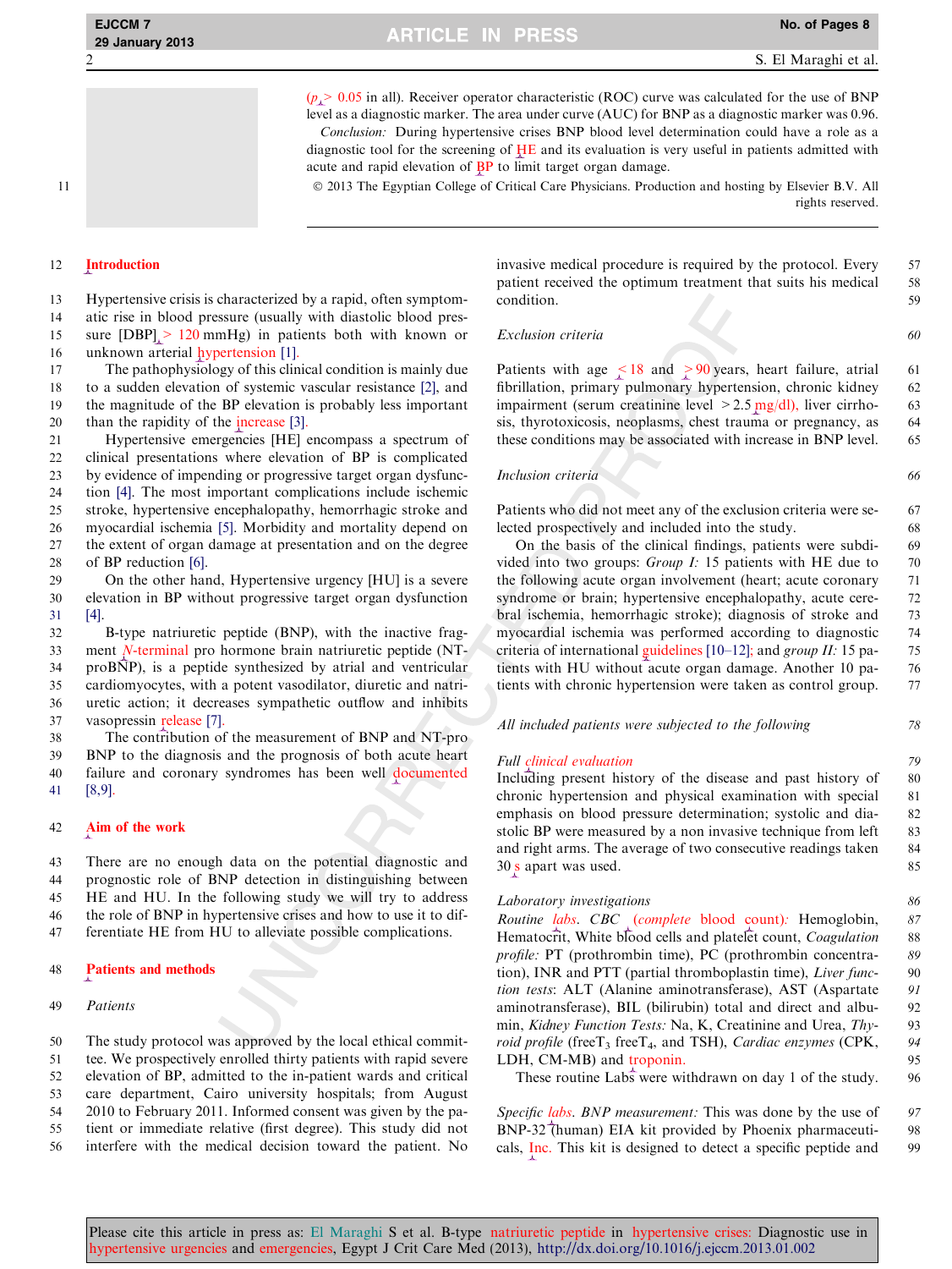($p > 0.05$ in all). Receiver operator characteristic (ROC) curve was calculated for the use of BNP level as a diagnostic marker. The area under curve (AUC) for BNP as a diagnostic marker was 0.96.

*Conclusion:* During hypertensive crises BNP blood level determination could have a role as a diagnostic tool for the screening of HE and its evaluation is very useful in patients admitted with acute and rapid elevation of BP to limit target organ damage.

© 2013 The Egyptian College of Critical Care Physicians. Production and hosting by Elsevier B.V. All rights reserved.

## Introduction

Hypertensive crisis is characterized by a rapid, often symptomatic rise in blood pressure (usually with diastolic blood pressure [DBP] > 120 mmHg) in patients both with known or unknown arterial hypertension [1].

The pathophysiology of this clinical condition is mainly due to a sudden elevation of systemic vascular resistance [2], and the magnitude of the BP elevation is probably less important than the rapidity of the increase [3].

Hypertensive emergencies [HE] encompass a spectrum of clinical presentations where elevation of BP is complicated by evidence of impending or progressive target organ dysfunction [4]. The most important complications include ischemic stroke, hypertensive encephalopathy, hemorrhagic stroke and myocardial ischemia [5]. Morbidity and mortality depend on the extent of organ damage at presentation and on the degree of BP reduction [6].

On the other hand, Hypertensive urgency [HU] is a severe elevation in BP without progressive target organ dysfunction [4].

B-type natriuretic peptide (BNP), with the inactive fragment N-terminal pro hormone brain natriuretic peptide (NT-proBNP), is a peptide synthesized by atrial and ventricular cardiomyocytes, with a potent vasodilator, diuretic and natriuretic action; it decreases sympathetic outflow and inhibits vasopressin release [7].

The contribution of the measurement of BNP and NT-pro BNP to the diagnosis and the prognosis of both acute heart failure and coronary syndromes has been well documented [8,9].

## Aim of the work

There are no enough data on the potential diagnostic and prognostic role of BNP detection in distinguishing between HE and HU. In the following study we will try to address the role of BNP in hypertensive crises and how to use it to differentiate HE from HU to alleviate possible complications.

## Patients and methods

### Patients

The study protocol was approved by the local ethical committee. We prospectively enrolled thirty patients with rapid severe elevation of BP, admitted to the in-patient wards and critical care department, Cairo university hospitals; from August 2010 to February 2011. Informed consent was given by the patient or immediate relative (first degree). This study did not interfere with the medical decision toward the patient. No invasive medical procedure is required by the protocol. Every patient received the optimum treatment that suits his medical condition.

### Exclusion criteria

Patients with age < 18 and > 90 years, heart failure, atrial fibrillation, primary pulmonary hypertension, chronic kidney impairment (serum creatinine level > 2.5 mg/dl), liver cirrhosis, thyrotoxicosis, neoplasms, chest trauma or pregnancy, as these conditions may be associated with increase in BNP level.

### Inclusion criteria

Patients who did not meet any of the exclusion criteria were selected prospectively and included into the study.

On the basis of the clinical findings, patients were subdivided into two groups: *Group I:* 15 patients with HE due to the following acute organ involvement (heart; acute coronary syndrome or brain; hypertensive encephalopathy, acute cerebral ischemia, hemorrhagic stroke); diagnosis of stroke and myocardial ischemia was performed according to diagnostic criteria of international guidelines [10–12]; and *group II:* 15 patients with HU without acute organ damage. Another 10 patients with chronic hypertension were taken as control group.

### All included patients were subjected to the following

#### Full clinical evaluation

Including present history of the disease and past history of chronic hypertension and physical examination with special emphasis on blood pressure determination; systolic and diastolic BP were measured by a non invasive technique from left and right arms. The average of two consecutive readings taken 30 s apart was used.

#### Laboratory investigations

*Routine labs.* *CBC (complete blood count):* Hemoglobin, Hematocrit, White blood cells and platelet count, *Coagulation profile:* PT (prothrombin time), PC (prothrombin concentration), INR and PTT (partial thromboplastin time), *Liver function tests*: ALT (Alanine aminotransferase), AST (Aspartate aminotransferase), BIL (bilirubin) total and direct and albumin, *Kidney Function Tests:* Na, K, Creatinine and Urea, *Thyroid profile* (free$T_3$ free$T_4$, and TSH), *Cardiac enzymes* (CPK, LDH, CM-MB) and troponin.

These routine Labs were withdrawn on day 1 of the study.

*Specific labs.* *BNP measurement:* This was done by the use of BNP-32 (human) EIA kit provided by Phoenix pharmaceuticals, Inc. This kit is designed to detect a specific peptide and

Please cite this article in press as: El Maraghi S et al. B-type natriuretic peptide in hypertensive crises: Diagnostic use in hypertensive urgencies and emergencies, Egypt J Crit Care Med (2013), http://dx.doi.org/10.1016/j.ejccm.2013.01.002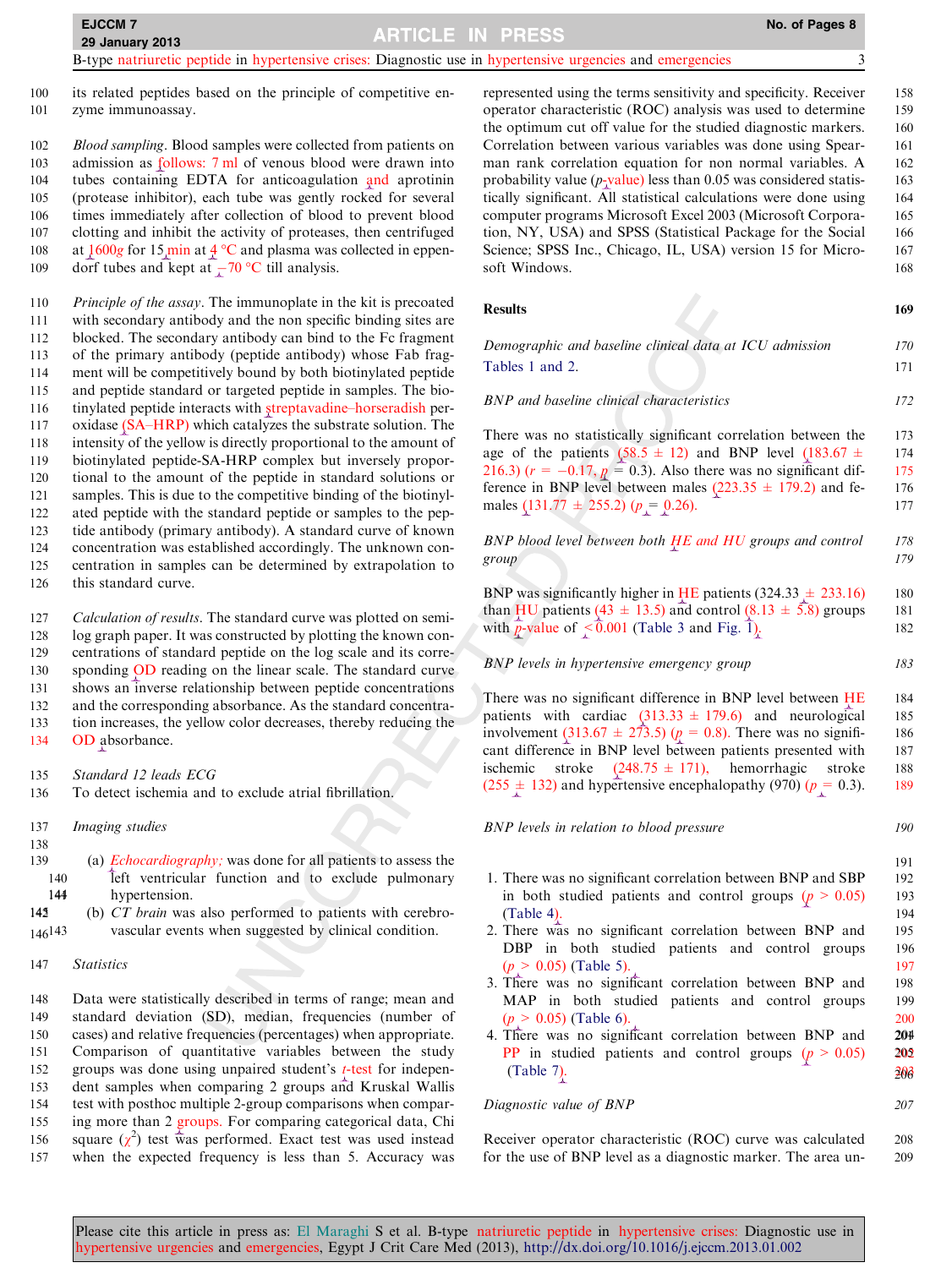its related peptides based on the principle of competitive enzyme immunoassay.

*Blood sampling*. Blood samples were collected from patients on admission as follows: 7 ml of venous blood were drawn into tubes containing EDTA for anticoagulation and aprotinin (protease inhibitor), each tube was gently rocked for several times immediately after collection of blood to prevent blood clotting and inhibit the activity of proteases, then centrifuged at 1600*g* for 15 min at 4 °C and plasma was collected in eppendorf tubes and kept at −70 °C till analysis.

*Principle of the assay*. The immunoplate in the kit is precoated with secondary antibody and the non specific binding sites are blocked. The secondary antibody can bind to the Fc fragment of the primary antibody (peptide antibody) whose Fab fragment will be competitively bound by both biotinylated peptide and peptide standard or targeted peptide in samples. The biotinylated peptide interacts with streptavadine–horseradish peroxidase (SA–HRP) which catalyzes the substrate solution. The intensity of the yellow is directly proportional to the amount of biotinylated peptide-SA-HRP complex but inversely proportional to the amount of the peptide in standard solutions or samples. This is due to the competitive binding of the biotinylated peptide with the standard peptide or samples to the peptide antibody (primary antibody). A standard curve of known concentration was established accordingly. The unknown concentration in samples can be determined by extrapolation to this standard curve.

*Calculation of results*. The standard curve was plotted on semi-log graph paper. It was constructed by plotting the known concentrations of standard peptide on the log scale and its corresponding OD reading on the linear scale. The standard curve shows an inverse relationship between peptide concentrations and the corresponding absorbance. As the standard concentration increases, the yellow color decreases, thereby reducing the OD absorbance.

*Standard 12 leads ECG*
To detect ischemia and to exclude atrial fibrillation.

*Imaging studies*

(a) *Echocardiography;* was done for all patients to assess the left ventricular function and to exclude pulmonary hypertension.
(b) *CT brain* was also performed to patients with cerebrovascular events when suggested by clinical condition.

*Statistics*

Data were statistically described in terms of range; mean and standard deviation (SD), median, frequencies (number of cases) and relative frequencies (percentages) when appropriate. Comparison of quantitative variables between the study groups was done using unpaired student's *t*-test for independent samples when comparing 2 groups and Kruskal Wallis test with posthoc multiple 2-group comparisons when comparing more than 2 groups. For comparing categorical data, Chi square ($\chi^2$) test was performed. Exact test was used instead when the expected frequency is less than 5. Accuracy was represented using the terms sensitivity and specificity. Receiver operator characteristic (ROC) analysis was used to determine the optimum cut off value for the studied diagnostic markers. Correlation between various variables was done using Spearman rank correlation equation for non normal variables. A probability value (*p*-value) less than 0.05 was considered statistically significant. All statistical calculations were done using computer programs Microsoft Excel 2003 (Microsoft Corporation, NY, USA) and SPSS (Statistical Package for the Social Science; SPSS Inc., Chicago, IL, USA) version 15 for Microsoft Windows.

## Results

*Demographic and baseline clinical data at ICU admission*

Tables 1 and 2.

*BNP and baseline clinical characteristics*

There was no statistically significant correlation between the age of the patients (58.5 ± 12) and BNP level (183.67 ± 216.3) ($r = -0.17$, $p = 0.3$). Also there was no significant difference in BNP level between males (223.35 ± 179.2) and females (131.77 ± 255.2) ($p = 0.26$).

*BNP blood level between both HE and HU groups and control group*

BNP was significantly higher in HE patients (324.33 ± 233.16) than HU patients (43 ± 13.5) and control (8.13 ± 5.8) groups with *p*-value of $< 0.001$ (Table 3 and Fig. 1).

*BNP levels in hypertensive emergency group*

There was no significant difference in BNP level between HE patients with cardiac (313.33 ± 179.6) and neurological involvement (313.67 ± 273.5) ($p = 0.8$). There was no significant difference in BNP level between patients presented with ischemic stroke (248.75 ± 171), hemorrhagic stroke (255 ± 132) and hypertensive encephalopathy (970) ($p = 0.3$).

*BNP levels in relation to blood pressure*

1. There was no significant correlation between BNP and SBP in both studied patients and control groups ($p > 0.05$) (Table 4).
2. There was no significant correlation between BNP and DBP in both studied patients and control groups ($p > 0.05$) (Table 5).
3. There was no significant correlation between BNP and MAP in both studied patients and control groups ($p > 0.05$) (Table 6).
4. There was no significant correlation between BNP and PP in studied patients and control groups ($p > 0.05$) (Table 7).

*Diagnostic value of BNP*

Receiver operator characteristic (ROC) curve was calculated for the use of BNP level as a diagnostic marker. The area un-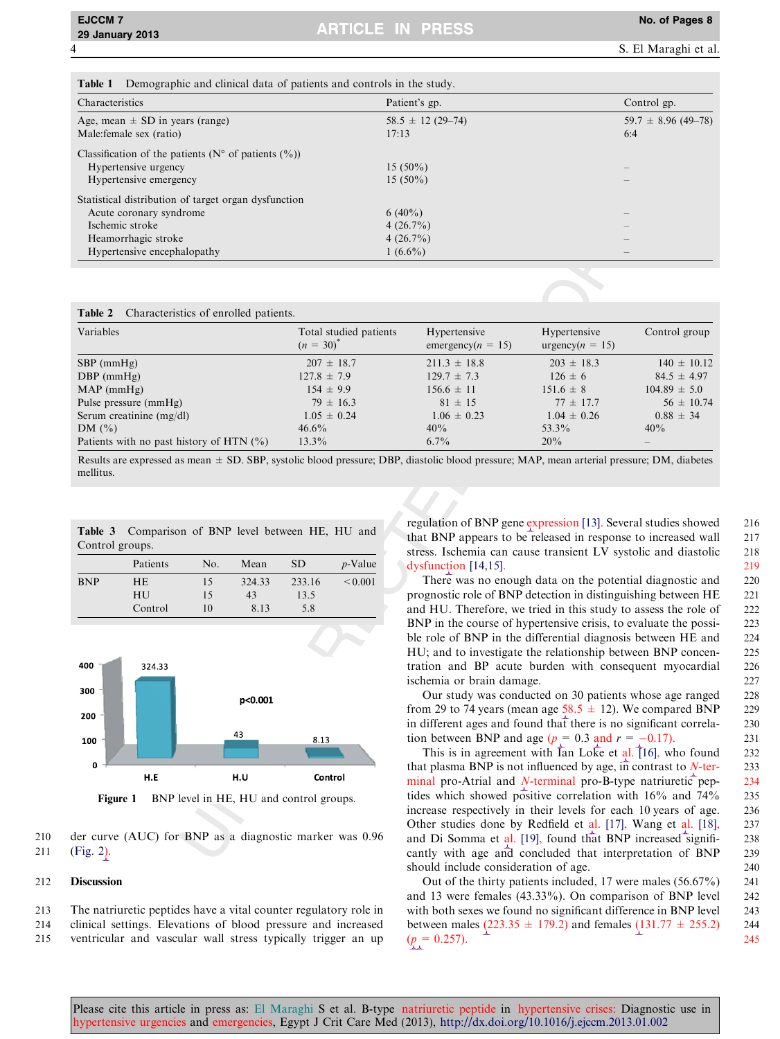**Table 1** Demographic and clinical data of patients and controls in the study.

| Characteristics | Patient's gp. | Control gp. |
|---|---|---|
| Age, mean ± SD in years (range) | 58.5 ± 12 (29–74) | 59.7 ± 8.96 (49–78) |
| Male:female sex (ratio) | 17:13 | 6:4 |
| Classification of the patients (N° of patients (%)) | | |
| Hypertensive urgency | 15 (50%) | – |
| Hypertensive emergency | 15 (50%) | – |
| Statistical distribution of target organ dysfunction | | |
| Acute coronary syndrome | 6 (40%) | – |
| Ischemic stroke | 4 (26.7%) | – |
| Heamorrhagic stroke | 4 (26.7%) | – |
| Hypertensive encephalopathy | 1 (6.6%) | – |

**Table 2** Characteristics of enrolled patients.

| Variables | Total studied patients ($n$ = 30)* | Hypertensive emergency($n$ = 15) | Hypertensive urgency($n$ = 15) | Control group |
|---|---|---|---|---|
| SBP (mmHg) | 207 ± 18.7 | 211.3 ± 18.8 | 203 ± 18.3 | 140 ± 10.12 |
| DBP (mmHg) | 127.8 ± 7.9 | 129.7 ± 7.3 | 126 ± 6 | 84.5 ± 4.97 |
| MAP (mmHg) | 154 ± 9.9 | 156.6 ± 11 | 151.6 ± 8 | 104.89 ± 5.0 |
| Pulse pressure (mmHg) | 79 ± 16.3 | 81 ± 15 | 77 ± 17.7 | 56 ± 10.74 |
| Serum creatinine (mg/dl) | 1.05 ± 0.24 | 1.06 ± 0.23 | 1.04 ± 0.26 | 0.88 ± 34 |
| DM (%) | 46.6% | 40% | 53.3% | 40% |
| Patients with no past history of HTN (%) | 13.3% | 6.7% | 20% | – |

Results are expressed as mean ± SD. SBP, systolic blood pressure; DBP, diastolic blood pressure; MAP, mean arterial pressure; DM, diabetes mellitus.

**Table 3** Comparison of BNP level between HE, HU and Control groups.

| | Patients | No. | Mean | SD | $p$-Value |
|---|---|---|---|---|---|
| BNP | HE | 15 | 324.33 | 233.16 | <0.001 |
| | HU | 15 | 43 | 13.5 | |
| | Control | 10 | 8.13 | 5.8 | |

**Figure 1** BNP level in HE, HU and control groups.

der curve (AUC) for BNP as a diagnostic marker was 0.96 (Fig. 2).

## Discussion

The natriuretic peptides have a vital counter regulatory role in clinical settings. Elevations of blood pressure and increased ventricular and vascular wall stress typically trigger an up regulation of BNP gene expression [13]. Several studies showed that BNP appears to be released in response to increased wall stress. Ischemia can cause transient LV systolic and diastolic dysfunction [14,15].

There was no enough data on the potential diagnostic and prognostic role of BNP detection in distinguishing between HE and HU. Therefore, we tried in this study to assess the role of BNP in the course of hypertensive crisis, to evaluate the possible role of BNP in the differential diagnosis between HE and HU; and to investigate the relationship between BNP concentration and BP acute burden with consequent myocardial ischemia or brain damage.

Our study was conducted on 30 patients whose age ranged from 29 to 74 years (mean age 58.5 ± 12). We compared BNP in different ages and found that there is no significant correlation between BNP and age ($p$ = 0.3 and $r$ = −0.17).

This is in agreement with Ian Loke et al. [16], who found that plasma BNP is not influenced by age, in contrast to $N$-terminal pro-Atrial and $N$-terminal pro-B-type natriuretic peptides which showed positive correlation with 16% and 74% increase respectively in their levels for each 10 years of age. Other studies done by Redfield et al. [17], Wang et al. [18], and Di Somma et al. [19], found that BNP increased significantly with age and concluded that interpretation of BNP should include consideration of age.

Out of the thirty patients included, 17 were males (56.67%) and 13 were females (43.33%). On comparison of BNP level with both sexes we found no significant difference in BNP level between males (223.35 ± 179.2) and females (131.77 ± 255.2) ($p$ = 0.257).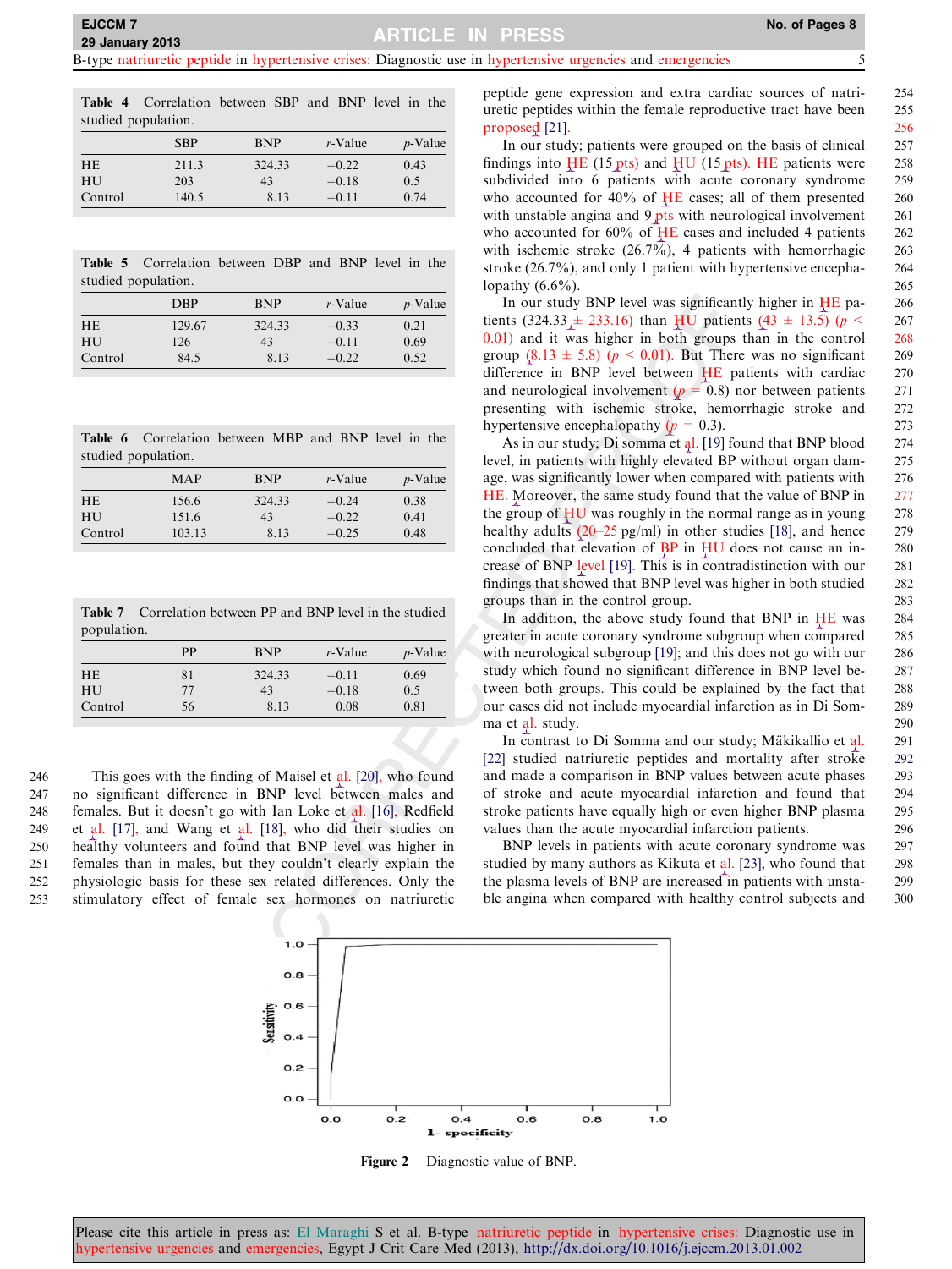**Table 4** Correlation between SBP and BNP level in the studied population.

| | SBP | BNP | r-Value | p-Value |
|---|---|---|---|---|
| HE | 211.3 | 324.33 | −0.22 | 0.43 |
| HU | 203 | 43 | −0.18 | 0.5 |
| Control | 140.5 | 8.13 | −0.11 | 0.74 |

**Table 5** Correlation between DBP and BNP level in the studied population.

| | DBP | BNP | r-Value | p-Value |
|---|---|---|---|---|
| HE | 129.67 | 324.33 | −0.33 | 0.21 |
| HU | 126 | 43 | −0.11 | 0.69 |
| Control | 84.5 | 8.13 | −0.22 | 0.52 |

**Table 6** Correlation between MBP and BNP level in the studied population.

| | MAP | BNP | r-Value | p-Value |
|---|---|---|---|---|
| HE | 156.6 | 324.33 | −0.24 | 0.38 |
| HU | 151.6 | 43 | −0.22 | 0.41 |
| Control | 103.13 | 8.13 | −0.25 | 0.48 |

**Table 7** Correlation between PP and BNP level in the studied population.

| | PP | BNP | r-Value | p-Value |
|---|---|---|---|---|
| HE | 81 | 324.33 | −0.11 | 0.69 |
| HU | 77 | 43 | −0.18 | 0.5 |
| Control | 56 | 8.13 | 0.08 | 0.81 |

This goes with the finding of Maisel et al. [20], who found no significant difference in BNP level between males and females. But it doesn't go with Ian Loke et al. [16], Redfield et al. [17], and Wang et al. [18], who did their studies on healthy volunteers and found that BNP level was higher in females than in males, but they couldn't clearly explain the physiologic basis for these sex related differences. Only the stimulatory effect of female sex hormones on natriuretic peptide gene expression and extra cardiac sources of natriuretic peptides within the female reproductive tract have been proposed [21].

In our study; patients were grouped on the basis of clinical findings into HE (15 pts) and HU (15 pts). HE patients were subdivided into 6 patients with acute coronary syndrome who accounted for 40% of HE cases; all of them presented with unstable angina and 9 pts with neurological involvement who accounted for 60% of HE cases and included 4 patients with ischemic stroke (26.7%), 4 patients with hemorrhagic stroke (26.7%), and only 1 patient with hypertensive encephalopathy (6.6%).

In our study BNP level was significantly higher in HE patients (324.33 ± 233.16) than HU patients (43 ± 13.5) ($p < 0.01$) and it was higher in both groups than in the control group (8.13 ± 5.8) ($p < 0.01$). But There was no significant difference in BNP level between HE patients with cardiac and neurological involvement ($p = 0.8$) nor between patients presenting with ischemic stroke, hemorrhagic stroke and hypertensive encephalopathy ($p = 0.3$).

As in our study; Di somma et al. [19] found that BNP blood level, in patients with highly elevated BP without organ damage, was significantly lower when compared with patients with HE. Moreover, the same study found that the value of BNP in the group of HU was roughly in the normal range as in young healthy adults (20–25 pg/ml) in other studies [18], and hence concluded that elevation of BP in HU does not cause an increase of BNP level [19]. This is in contradistinction with our findings that showed that BNP level was higher in both studied groups than in the control group.

In addition, the above study found that BNP in HE was greater in acute coronary syndrome subgroup when compared with neurological subgroup [19]; and this does not go with our study which found no significant difference in BNP level between both groups. This could be explained by the fact that our cases did not include myocardial infarction as in Di Somma et al. study.

In contrast to Di Somma and our study; Mäkikallio et al. [22] studied natriuretic peptides and mortality after stroke and made a comparison in BNP values between acute phases of stroke and acute myocardial infarction and found that stroke patients have equally high or even higher BNP plasma values than the acute myocardial infarction patients.

BNP levels in patients with acute coronary syndrome was studied by many authors as Kikuta et al. [23], who found that the plasma levels of BNP are increased in patients with unstable angina when compared with healthy control subjects and

**Figure 2** Diagnostic value of BNP.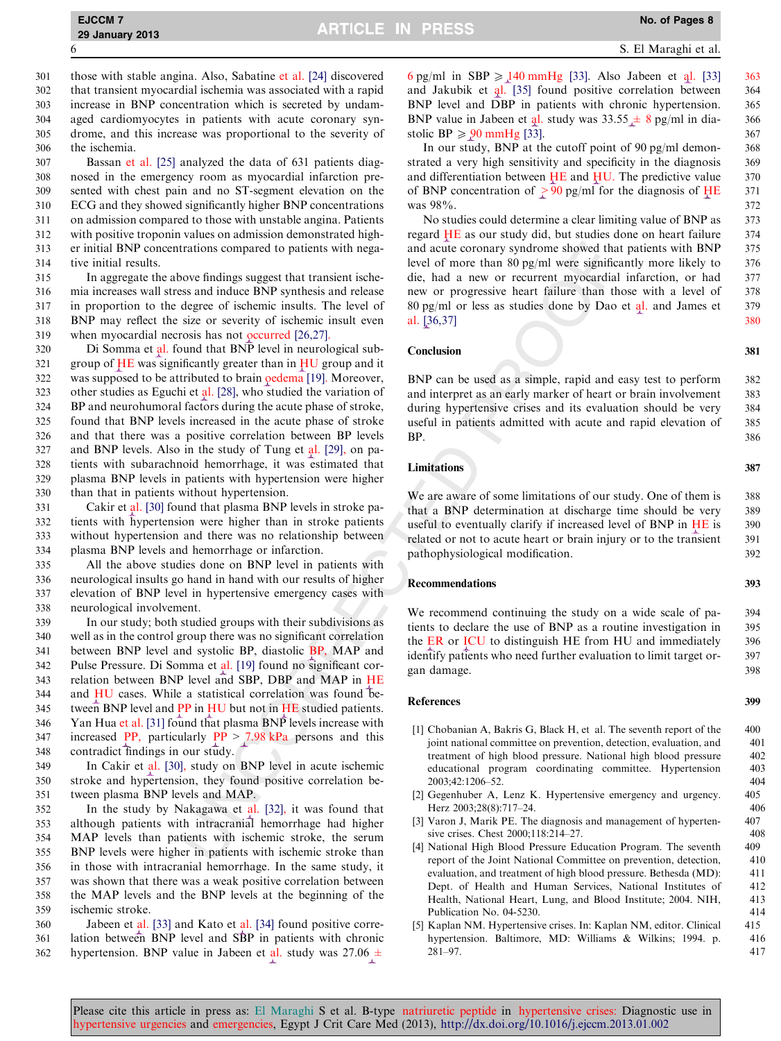those with stable angina. Also, Sabatine et al. [24] discovered that transient myocardial ischemia was associated with a rapid increase in BNP concentration which is secreted by undamaged cardiomyocytes in patients with acute coronary syndrome, and this increase was proportional to the severity of the ischemia.

Bassan et al. [25] analyzed the data of 631 patients diagnosed in the emergency room as myocardial infarction presented with chest pain and no ST-segment elevation on the ECG and they showed significantly higher BNP concentrations on admission compared to those with unstable angina. Patients with positive troponin values on admission demonstrated higher initial BNP concentrations compared to patients with negative initial results.

In aggregate the above findings suggest that transient ischemia increases wall stress and induce BNP synthesis and release in proportion to the degree of ischemic insults. The level of BNP may reflect the size or severity of ischemic insult even when myocardial necrosis has not occurred [26,27].

Di Somma et al. found that BNP level in neurological subgroup of HE was significantly greater than in HU group and it was supposed to be attributed to brain oedema [19]. Moreover, other studies as Eguchi et al. [28], who studied the variation of BP and neurohumoral factors during the acute phase of stroke, found that BNP levels increased in the acute phase of stroke and that there was a positive correlation between BP levels and BNP levels. Also in the study of Tung et al. [29], on patients with subarachnoid hemorrhage, it was estimated that plasma BNP levels in patients with hypertension were higher than that in patients without hypertension.

Cakir et al. [30] found that plasma BNP levels in stroke patients with hypertension were higher than in stroke patients without hypertension and there was no relationship between plasma BNP levels and hemorrhage or infarction.

All the above studies done on BNP level in patients with neurological insults go hand in hand with our results of higher elevation of BNP level in hypertensive emergency cases with neurological involvement.

In our study; both studied groups with their subdivisions as well as in the control group there was no significant correlation between BNP level and systolic BP, diastolic BP, MAP and Pulse Pressure. Di Somma et al. [19] found no significant correlation between BNP level and SBP, DBP and MAP in HE and HU cases. While a statistical correlation was found between BNP level and PP in HU but not in HE studied patients. Yan Hua et al. [31] found that plasma BNP levels increase with increased PP, particularly PP > 7.98 kPa persons and this contradict findings in our study.

In Cakir et al. [30], study on BNP level in acute ischemic stroke and hypertension, they found positive correlation between plasma BNP levels and MAP.

In the study by Nakagawa et al. [32], it was found that although patients with intracranial hemorrhage had higher MAP levels than patients with ischemic stroke, the serum BNP levels were higher in patients with ischemic stroke than in those with intracranial hemorrhage. In the same study, it was shown that there was a weak positive correlation between the MAP levels and the BNP levels at the beginning of the ischemic stroke.

Jabeen et al. [33] and Kato et al. [34] found positive correlation between BNP level and SBP in patients with chronic hypertension. BNP value in Jabeen et al. study was 27.06 ± 6 pg/ml in SBP ⩾ 140 mmHg [33]. Also Jabeen et al. [33] and Jakubik et al. [35] found positive correlation between BNP level and DBP in patients with chronic hypertension. BNP value in Jabeen et al. study was 33.55 ± 8 pg/ml in diastolic BP ⩾ 90 mmHg [33].

In our study, BNP at the cutoff point of 90 pg/ml demonstrated a very high sensitivity and specificity in the diagnosis and differentiation between HE and HU. The predictive value of BNP concentration of ⩾ 90 pg/ml for the diagnosis of HE was 98%.

No studies could determine a clear limiting value of BNP as regard HE as our study did, but studies done on heart failure and acute coronary syndrome showed that patients with BNP level of more than 80 pg/ml were significantly more likely to die, had a new or recurrent myocardial infarction, or had new or progressive heart failure than those with a level of 80 pg/ml or less as studies done by Dao et al. and James et al. [36,37]

## Conclusion

BNP can be used as a simple, rapid and easy test to perform and interpret as an early marker of heart or brain involvement during hypertensive crises and its evaluation should be very useful in patients admitted with acute and rapid elevation of BP.

## Limitations

We are aware of some limitations of our study. One of them is that a BNP determination at discharge time should be very useful to eventually clarify if increased level of BNP in HE is related or not to acute heart or brain injury or to the transient pathophysiological modification.

## Recommendations

We recommend continuing the study on a wide scale of patients to declare the use of BNP as a routine investigation in the ER or ICU to distinguish HE from HU and immediately identify patients who need further evaluation to limit target organ damage.

## References

[1] Chobanian A, Bakris G, Black H, et al. The seventh report of the joint national committee on prevention, detection, evaluation, and treatment of high blood pressure. National high blood pressure educational program coordinating committee. Hypertension 2003;42:1206–52.

[2] Gegenhuber A, Lenz K. Hypertensive emergency and urgency. Herz 2003;28(8):717–24.

[3] Varon J, Marik PE. The diagnosis and management of hypertensive crises. Chest 2000;118:214–27.

[4] National High Blood Pressure Education Program. The seventh report of the Joint National Committee on prevention, detection, evaluation, and treatment of high blood pressure. Bethesda (MD): Dept. of Health and Human Services, National Institutes of Health, National Heart, Lung, and Blood Institute; 2004. NIH, Publication No. 04-5230.

[5] Kaplan NM. Hypertensive crises. In: Kaplan NM, editor. Clinical hypertension. Baltimore, MD: Williams & Wilkins; 1994. p. 281–97.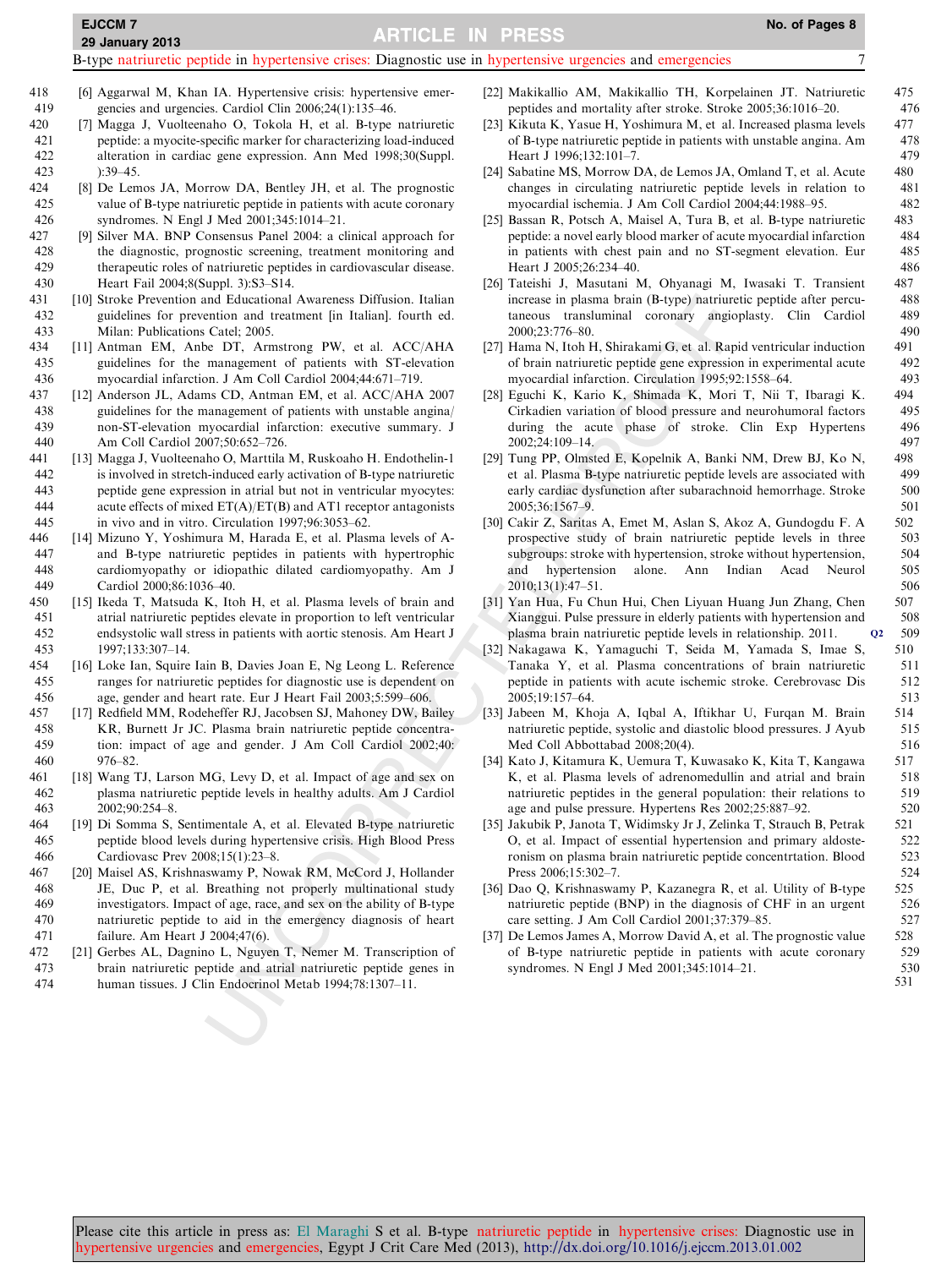[6] Aggarwal M, Khan IA. Hypertensive crisis: hypertensive emergencies and urgencies. Cardiol Clin 2006;24(1):135–46.

[7] Magga J, Vuolteenaho O, Tokola H, et al. B-type natriuretic peptide: a myocyte-specific marker for characterizing load-induced alteration in cardiac gene expression. Ann Med 1998;30(Suppl. ):39–45.

[8] De Lemos JA, Morrow DA, Bentley JH, et al. The prognostic value of B-type natriuretic peptide in patients with acute coronary syndromes. N Engl J Med 2001;345:1014–21.

[9] Silver MA. BNP Consensus Panel 2004: a clinical approach for the diagnostic, prognostic screening, treatment monitoring and therapeutic roles of natriuretic peptides in cardiovascular disease. Heart Fail 2004;8(Suppl. 3):S3–S14.

[10] Stroke Prevention and Educational Awareness Diffusion. Italian guidelines for prevention and treatment [in Italian]. fourth ed. Milan: Publications Catel; 2005.

[11] Antman EM, Anbe DT, Armstrong PW, et al. ACC/AHA guidelines for the management of patients with ST-elevation myocardial infarction. J Am Coll Cardiol 2004;44:671–719.

[12] Anderson JL, Adams CD, Antman EM, et al. ACC/AHA 2007 guidelines for the management of patients with unstable angina/non-ST-elevation myocardial infarction: executive summary. J Am Coll Cardiol 2007;50:652–726.

[13] Magga J, Vuolteenaho O, Marttila M, Ruskoaho H. Endothelin-1 is involved in stretch-induced early activation of B-type natriuretic peptide gene expression in atrial but not in ventricular myocytes: acute effects of mixed ET(A)/ET(B) and AT1 receptor antagonists in vivo and in vitro. Circulation 1997;96:3053–62.

[14] Mizuno Y, Yoshimura M, Harada E, et al. Plasma levels of A- and B-type natriuretic peptides in patients with hypertrophic cardiomyopathy or idiopathic dilated cardiomyopathy. Am J Cardiol 2000;86:1036–40.

[15] Ikeda T, Matsuda K, Itoh H, et al. Plasma levels of brain and atrial natriuretic peptides elevate in proportion to left ventricular endsystolic wall stress in patients with aortic stenosis. Am Heart J 1997;133:307–14.

[16] Loke Ian, Squire Iain B, Davies Joan E, Ng Leong L. Reference ranges for natriuretic peptides for diagnostic use is dependent on age, gender and heart rate. Eur J Heart Fail 2003;5:599–606.

[17] Redfield MM, Rodeheffer RJ, Jacobsen SJ, Mahoney DW, Bailey KR, Burnett Jr JC. Plasma brain natriuretic peptide concentration: impact of age and gender. J Am Coll Cardiol 2002;40:976–82.

[18] Wang TJ, Larson MG, Levy D, et al. Impact of age and sex on plasma natriuretic peptide levels in healthy adults. Am J Cardiol 2002;90:254–8.

[19] Di Somma S, Sentimentale A, et al. Elevated B-type natriuretic peptide blood levels during hypertensive crisis. High Blood Press Cardiovasc Prev 2008;15(1):23–8.

[20] Maisel AS, Krishnaswamy P, Nowak RM, McCord J, Hollander JE, Duc P, et al. Breathing not properly multinational study investigators. Impact of age, race, and sex on the ability of B-type natriuretic peptide to aid in the emergency diagnosis of heart failure. Am Heart J 2004;47(6).

[21] Gerbes AL, Dagnino L, Nguyen T, Nemer M. Transcription of brain natriuretic peptide and atrial natriuretic peptide genes in human tissues. J Clin Endocrinol Metab 1994;78:1307–11.

[22] Makikallio AM, Makikallio TH, Korpelainen JT. Natriuretic peptides and mortality after stroke. Stroke 2005;36:1016–20.

[23] Kikuta K, Yasue H, Yoshimura M, et al. Increased plasma levels of B-type natriuretic peptide in patients with unstable angina. Am Heart J 1996;132:101–7.

[24] Sabatine MS, Morrow DA, de Lemos JA, Omland T, et al. Acute changes in circulating natriuretic peptide levels in relation to myocardial ischemia. J Am Coll Cardiol 2004;44:1988–95.

[25] Bassan R, Potsch A, Maisel A, Tura B, et al. B-type natriuretic peptide: a novel early blood marker of acute myocardial infarction in patients with chest pain and no ST-segment elevation. Eur Heart J 2005;26:234–40.

[26] Tateishi J, Masutani M, Ohyanagi M, Iwasaki T. Transient increase in plasma brain (B-type) natriuretic peptide after percutaneous transluminal coronary angioplasty. Clin Cardiol 2000;23:776–80.

[27] Hama N, Itoh H, Shirakami G, et al. Rapid ventricular induction of brain natriuretic peptide gene expression in experimental acute myocardial infarction. Circulation 1995;92:1558–64.

[28] Eguchi K, Kario K, Shimada K, Mori T, Nii T, Ibaragi K. Cirkadien variation of blood pressure and neurohumoral factors during the acute phase of stroke. Clin Exp Hypertens 2002;24:109–14.

[29] Tung PP, Olmsted E, Kopelnik A, Banki NM, Drew BJ, Ko N, et al. Plasma B-type natriuretic peptide levels are associated with early cardiac dysfunction after subarachnoid hemorrhage. Stroke 2005;36:1567–9.

[30] Cakir Z, Saritas A, Emet M, Aslan S, Akoz A, Gundogdu F. A prospective study of brain natriuretic peptide levels in three subgroups: stroke with hypertension, stroke without hypertension, and hypertension alone. Ann Indian Acad Neurol 2010;13(1):47–51.

[31] Yan Hua, Fu Chun Hui, Chen Liyuan Huang Jun Zhang, Chen Xianggui. Pulse pressure in elderly patients with hypertension and plasma brain natriuretic peptide levels in relationship. 2011.

[32] Nakagawa K, Yamaguchi T, Seida M, Yamada S, Imae S, Tanaka Y, et al. Plasma concentrations of brain natriuretic peptide in patients with acute ischemic stroke. Cerebrovasc Dis 2005;19:157–64.

[33] Jabeen M, Khoja A, Iqbal A, Iftikhar U, Furqan M. Brain natriuretic peptide, systolic and diastolic blood pressures. J Ayub Med Coll Abbottabad 2008;20(4).

[34] Kato J, Kitamura K, Uemura T, Kuwasako K, Kita T, Kangawa K, et al. Plasma levels of adrenomedullin and atrial and brain natriuretic peptides in the general population: their relations to age and pulse pressure. Hypertens Res 2002;25:887–92.

[35] Jakubik P, Janota T, Widimsky Jr J, Zelinka T, Strauch B, Petrak O, et al. Impact of essential hypertension and primary aldosteronism on plasma brain natriuretic peptide concentrtation. Blood Press 2006;15:302–7.

[36] Dao Q, Krishnaswamy P, Kazanegra R, et al. Utility of B-type natriuretic peptide (BNP) in the diagnosis of CHF in an urgent care setting. J Am Coll Cardiol 2001;37:379–85.

[37] De Lemos James A, Morrow David A, et al. The prognostic value of B-type natriuretic peptide in patients with acute coronary syndromes. N Engl J Med 2001;345:1014–21.

Please cite this article in press as: El Maraghi S et al. B-type natriuretic peptide in hypertensive crises: Diagnostic use in hypertensive urgencies and emergencies, Egypt J Crit Care Med (2013), http://dx.doi.org/10.1016/j.ejccm.2013.01.002